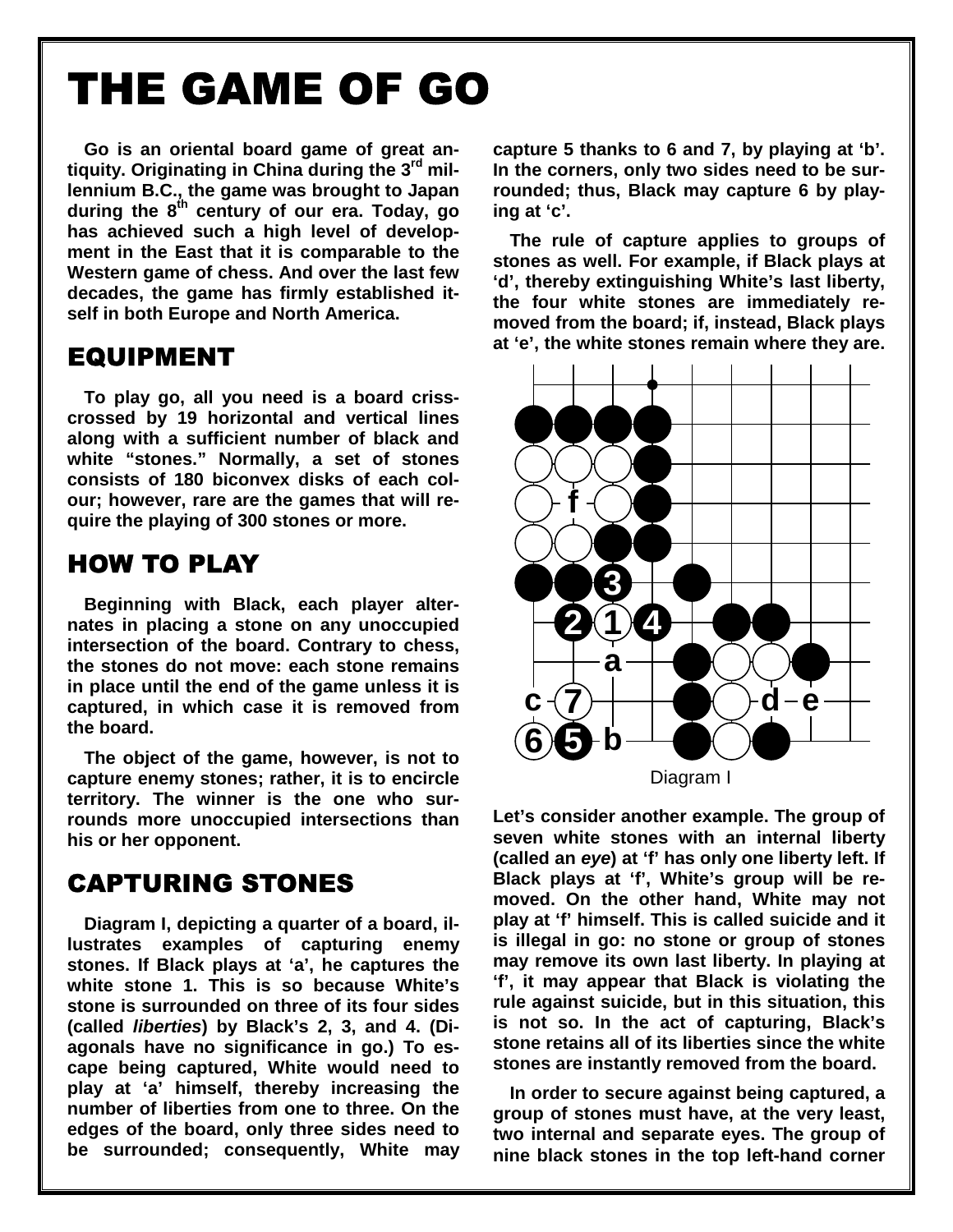# THE GAME OF GO

Go is an oriental board game of great antiquity. Originating in China during the 3rd millennium B.C., the game was brought to Japan during the 8th century of our era. Today, go has achieved such a high level of development in the East that it is comparable to the Western game of chess. And over the last few decades, the game has firmly established itself in both Europe and North America.

## EQUIPMENT

To play go, all you need is a board criss-crossed by 19 horizontal and vertical lines along with a sufficient number of black and white "stones." Normally, a set of stones consists of 180 biconvex disks of each colour; however, rare are the games that will require the playing of 300 stones or more.

## HOW TO PLAY

Beginning with Black, each player alternates in placing a stone on any unoccupied intersection of the board. Contrary to chess, the stones do not move: each stone remains in place until the end of the game unless it is captured, in which case it is removed from the board.

The object of the game, however, is not to capture enemy stones; rather, it is to encircle territory. The winner is the one who surrounds more unoccupied intersections than his or her opponent.

## CAPTURING STONES

Diagram I, depicting a quarter of a board, illustrates examples of capturing enemy stones. If Black plays at 'a', he captures the white stone 1. This is so because White's stone is surrounded on three of its four sides (called *liberties*) by Black's 2, 3, and 4. (Diagonals have no significance in go.) To escape being captured, White would need to play at 'a' himself, thereby increasing the number of liberties from one to three. On the edges of the board, only three sides need to be surrounded; consequently, White may capture 5 thanks to 6 and 7, by playing at 'b'. In the corners, only two sides need to be surrounded; thus, Black may capture 6 by playing at 'c'.

The rule of capture applies to groups of stones as well. For example, if Black plays at 'd', thereby extinguishing White's last liberty, the four white stones are immediately removed from the board; if, instead, Black plays at 'e', the white stones remain where they are.

Diagram I

Let's consider another example. The group of seven white stones with an internal liberty (called an *eye*) at 'f' has only one liberty left. If Black plays at 'f', White's group will be removed. On the other hand, White may not play at 'f' himself. This is called suicide and it is illegal in go: no stone or group of stones may remove its own last liberty. In playing at 'f', it may appear that Black is violating the rule against suicide, but in this situation, this is not so. In the act of capturing, Black's stone retains all of its liberties since the white stones are instantly removed from the board.

In order to secure against being captured, a group of stones must have, at the very least, two internal and separate eyes. The group of nine black stones in the top left-hand corner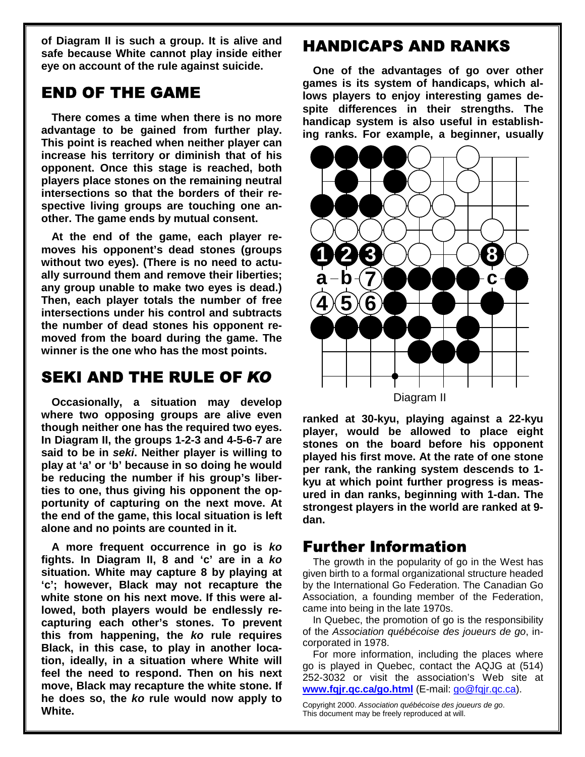**of Diagram II is such a group. It is alive and safe because White cannot play inside either eye on account of the rule against suicide.**

## END OF THE GAME

**There comes a time when there is no more advantage to be gained from further play. This point is reached when neither player can increase his territory or diminish that of his opponent. Once this stage is reached, both players place stones on the remaining neutral intersections so that the borders of their respective living groups are touching one another. The game ends by mutual consent.**

**At the end of the game, each player removes his opponent's dead stones (groups without two eyes). (There is no need to actually surround them and remove their liberties; any group unable to make two eyes is dead.) Then, each player totals the number of free intersections under his control and subtracts the number of dead stones his opponent removed from the board during the game. The winner is the one who has the most points.**

## SEKI AND THE RULE OF *KO*

**Occasionally, a situation may develop where two opposing groups are alive even though neither one has the required two eyes. In Diagram II, the groups 1-2-3 and 4-5-6-7 are said to be in *seki*. Neither player is willing to play at 'a' or 'b' because in so doing he would be reducing the number if his group's liberties to one, thus giving his opponent the opportunity of capturing on the next move. At the end of the game, this local situation is left alone and no points are counted in it.**

**A more frequent occurrence in go is *ko* fights. In Diagram II, 8 and 'c' are in a *ko* situation. White may capture 8 by playing at 'c'; however, Black may not recapture the white stone on his next move. If this were allowed, both players would be endlessly recapturing each other's stones. To prevent this from happening, the *ko* rule requires Black, in this case, to play in another location, ideally, in a situation where White will feel the need to respond. Then on his next move, Black may recapture the white stone. If he does so, the *ko* rule would now apply to White.**

## HANDICAPS AND RANKS

**One of the advantages of go over other games is its system of handicaps, which allows players to enjoy interesting games despite differences in their strengths. The handicap system is also useful in establishing ranks. For example, a beginner, usually ranked at 30-kyu, playing against a 22-kyu player, would be allowed to place eight stones on the board before his opponent played his first move. At the rate of one stone per rank, the ranking system descends to 1-kyu at which point further progress is measured in dan ranks, beginning with 1-dan. The strongest players in the world are ranked at 9-dan.**

Diagram II

## Further Information

The growth in the popularity of go in the West has given birth to a formal organizational structure headed by the International Go Federation. The Canadian Go Association, a founding member of the Federation, came into being in the late 1970s.

In Quebec, the promotion of go is the responsibility of the *Association québécoise des joueurs de go*, incorporated in 1978.

For more information, including the places where go is played in Quebec, contact the AQJG at (514) 252-3032 or visit the association's Web site at **www.fqjr.qc.ca/go.html** (E-mail: go@fqjr.qc.ca).

Copyright 2000. *Association québécoise des joueurs de go*.
This document may be freely reproduced at will.